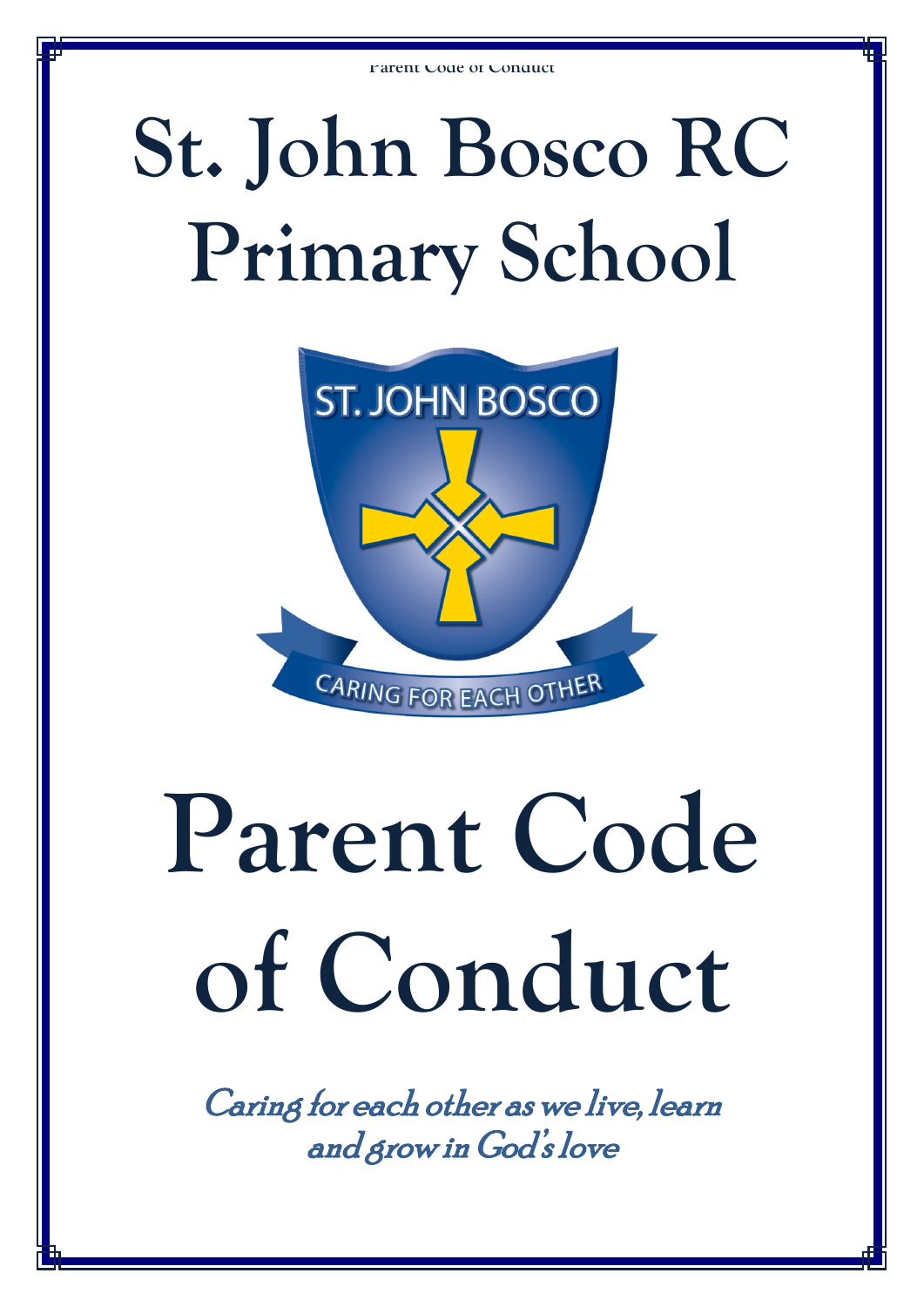# St. John Bosco RC Primary School

ST. JOHN BOSCO

CARING FOR EACH OTHER

# Parent Code of Conduct

*Caring for each other as we live, learn and grow in God's love*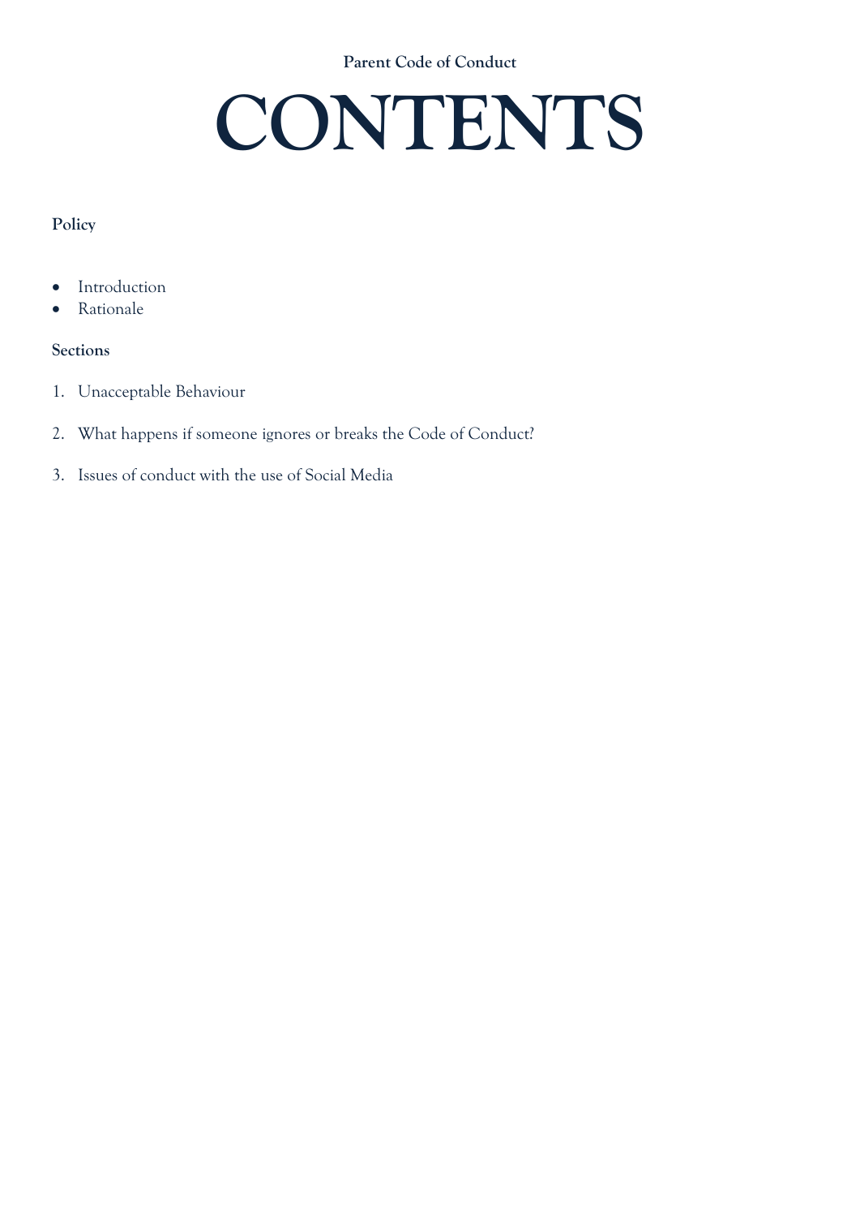# CONTENTS

**Policy**

- Introduction
- Rationale

**Sections**

1. Unacceptable Behaviour

2. What happens if someone ignores or breaks the Code of Conduct?

3. Issues of conduct with the use of Social Media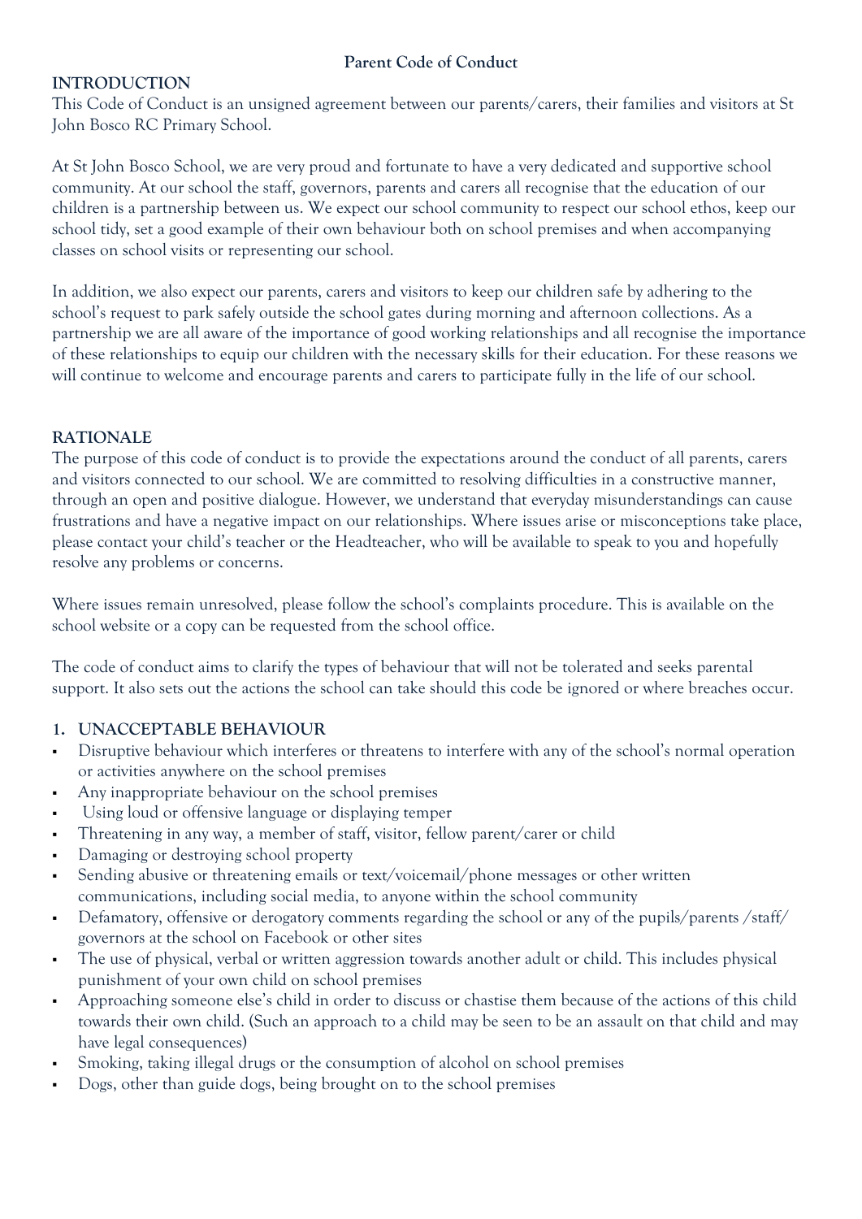**Parent Code of Conduct**

## INTRODUCTION

This Code of Conduct is an unsigned agreement between our parents/carers, their families and visitors at St John Bosco RC Primary School.

At St John Bosco School, we are very proud and fortunate to have a very dedicated and supportive school community. At our school the staff, governors, parents and carers all recognise that the education of our children is a partnership between us. We expect our school community to respect our school ethos, keep our school tidy, set a good example of their own behaviour both on school premises and when accompanying classes on school visits or representing our school.

In addition, we also expect our parents, carers and visitors to keep our children safe by adhering to the school's request to park safely outside the school gates during morning and afternoon collections. As a partnership we are all aware of the importance of good working relationships and all recognise the importance of these relationships to equip our children with the necessary skills for their education. For these reasons we will continue to welcome and encourage parents and carers to participate fully in the life of our school.

## RATIONALE

The purpose of this code of conduct is to provide the expectations around the conduct of all parents, carers and visitors connected to our school. We are committed to resolving difficulties in a constructive manner, through an open and positive dialogue. However, we understand that everyday misunderstandings can cause frustrations and have a negative impact on our relationships. Where issues arise or misconceptions take place, please contact your child's teacher or the Headteacher, who will be available to speak to you and hopefully resolve any problems or concerns.

Where issues remain unresolved, please follow the school's complaints procedure. This is available on the school website or a copy can be requested from the school office.

The code of conduct aims to clarify the types of behaviour that will not be tolerated and seeks parental support. It also sets out the actions the school can take should this code be ignored or where breaches occur.

## 1. UNACCEPTABLE BEHAVIOUR

- Disruptive behaviour which interferes or threatens to interfere with any of the school's normal operation or activities anywhere on the school premises
- Any inappropriate behaviour on the school premises
- Using loud or offensive language or displaying temper
- Threatening in any way, a member of staff, visitor, fellow parent/carer or child
- Damaging or destroying school property
- Sending abusive or threatening emails or text/voicemail/phone messages or other written communications, including social media, to anyone within the school community
- Defamatory, offensive or derogatory comments regarding the school or any of the pupils/parents /staff/ governors at the school on Facebook or other sites
- The use of physical, verbal or written aggression towards another adult or child. This includes physical punishment of your own child on school premises
- Approaching someone else's child in order to discuss or chastise them because of the actions of this child towards their own child. (Such an approach to a child may be seen to be an assault on that child and may have legal consequences)
- Smoking, taking illegal drugs or the consumption of alcohol on school premises
- Dogs, other than guide dogs, being brought on to the school premises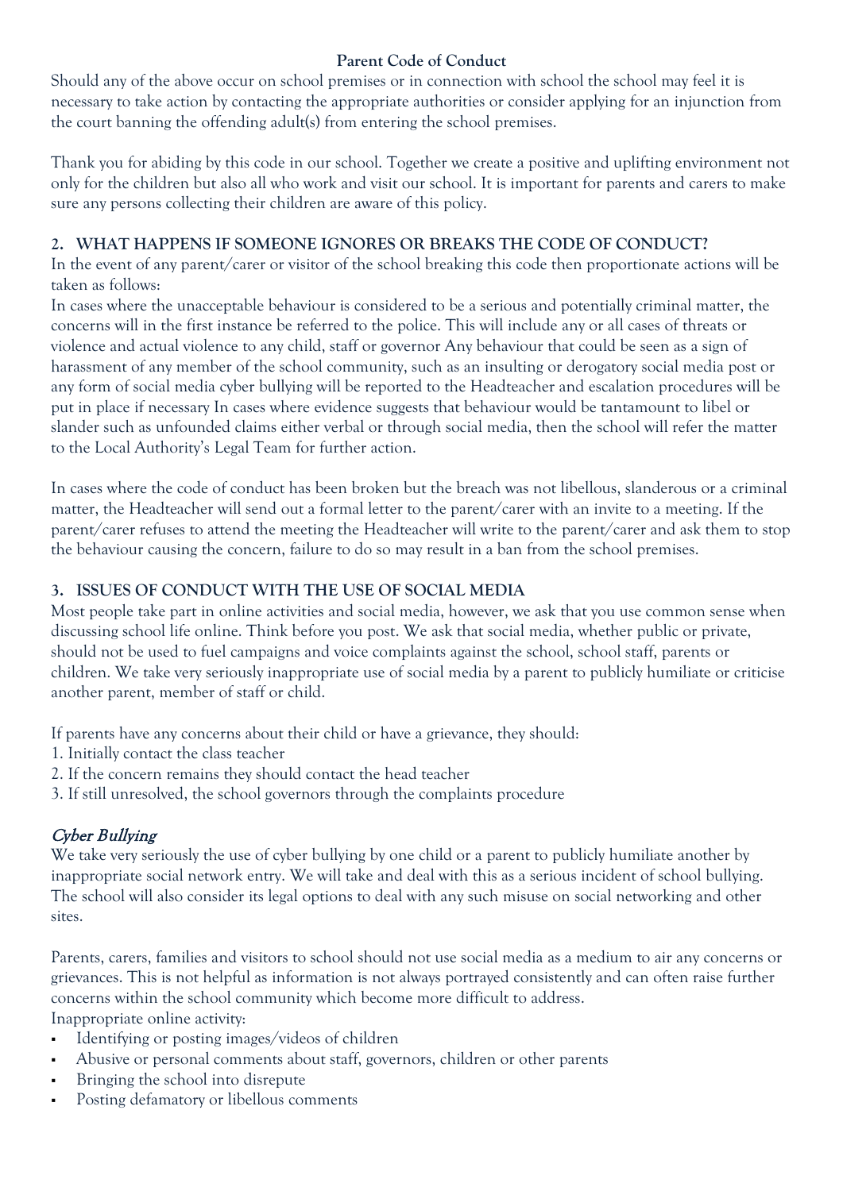**Parent Code of Conduct**

Should any of the above occur on school premises or in connection with school the school may feel it is necessary to take action by contacting the appropriate authorities or consider applying for an injunction from the court banning the offending adult(s) from entering the school premises.

Thank you for abiding by this code in our school. Together we create a positive and uplifting environment not only for the children but also all who work and visit our school. It is important for parents and carers to make sure any persons collecting their children are aware of this policy.

## 2. WHAT HAPPENS IF SOMEONE IGNORES OR BREAKS THE CODE OF CONDUCT?

In the event of any parent/carer or visitor of the school breaking this code then proportionate actions will be taken as follows:

In cases where the unacceptable behaviour is considered to be a serious and potentially criminal matter, the concerns will in the first instance be referred to the police. This will include any or all cases of threats or violence and actual violence to any child, staff or governor Any behaviour that could be seen as a sign of harassment of any member of the school community, such as an insulting or derogatory social media post or any form of social media cyber bullying will be reported to the Headteacher and escalation procedures will be put in place if necessary In cases where evidence suggests that behaviour would be tantamount to libel or slander such as unfounded claims either verbal or through social media, then the school will refer the matter to the Local Authority's Legal Team for further action.

In cases where the code of conduct has been broken but the breach was not libellous, slanderous or a criminal matter, the Headteacher will send out a formal letter to the parent/carer with an invite to a meeting. If the parent/carer refuses to attend the meeting the Headteacher will write to the parent/carer and ask them to stop the behaviour causing the concern, failure to do so may result in a ban from the school premises.

## 3. ISSUES OF CONDUCT WITH THE USE OF SOCIAL MEDIA

Most people take part in online activities and social media, however, we ask that you use common sense when discussing school life online. Think before you post. We ask that social media, whether public or private, should not be used to fuel campaigns and voice complaints against the school, school staff, parents or children. We take very seriously inappropriate use of social media by a parent to publicly humiliate or criticise another parent, member of staff or child.

If parents have any concerns about their child or have a grievance, they should:

1. Initially contact the class teacher
2. If the concern remains they should contact the head teacher
3. If still unresolved, the school governors through the complaints procedure

### *Cyber Bullying*

We take very seriously the use of cyber bullying by one child or a parent to publicly humiliate another by inappropriate social network entry. We will take and deal with this as a serious incident of school bullying. The school will also consider its legal options to deal with any such misuse on social networking and other sites.

Parents, carers, families and visitors to school should not use social media as a medium to air any concerns or grievances. This is not helpful as information is not always portrayed consistently and can often raise further concerns within the school community which become more difficult to address.

Inappropriate online activity:

- Identifying or posting images/videos of children
- Abusive or personal comments about staff, governors, children or other parents
- Bringing the school into disrepute
- Posting defamatory or libellous comments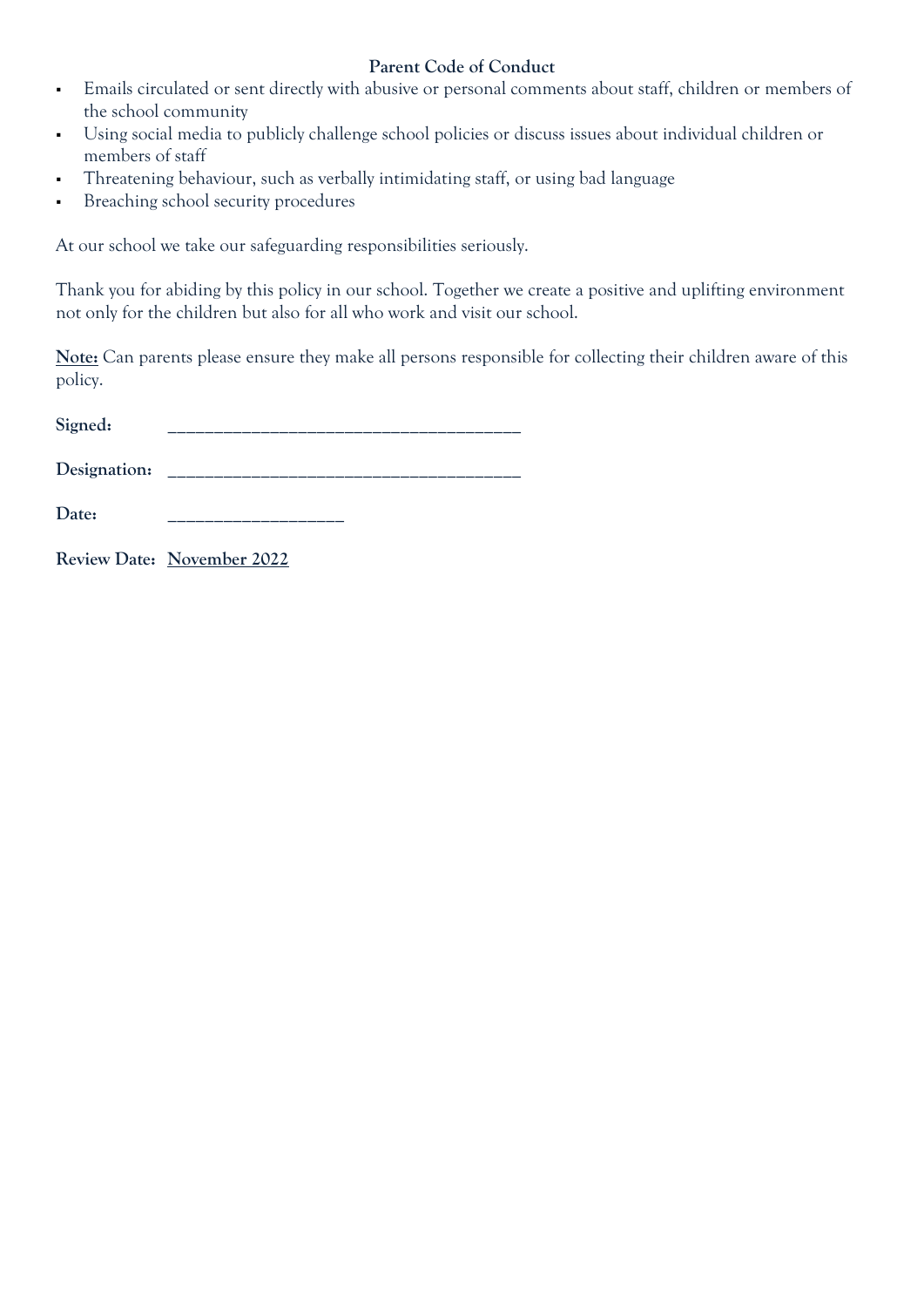**Parent Code of Conduct**

- Emails circulated or sent directly with abusive or personal comments about staff, children or members of the school community
- Using social media to publicly challenge school policies or discuss issues about individual children or members of staff
- Threatening behaviour, such as verbally intimidating staff, or using bad language
- Breaching school security procedures

At our school we take our safeguarding responsibilities seriously.

Thank you for abiding by this policy in our school. Together we create a positive and uplifting environment not only for the children but also for all who work and visit our school.

**Note:** Can parents please ensure they make all persons responsible for collecting their children aware of this policy.

**Signed:** ______________________________________

**Designation:** ______________________________________

**Date:** ___________________

**Review Date: November 2022**